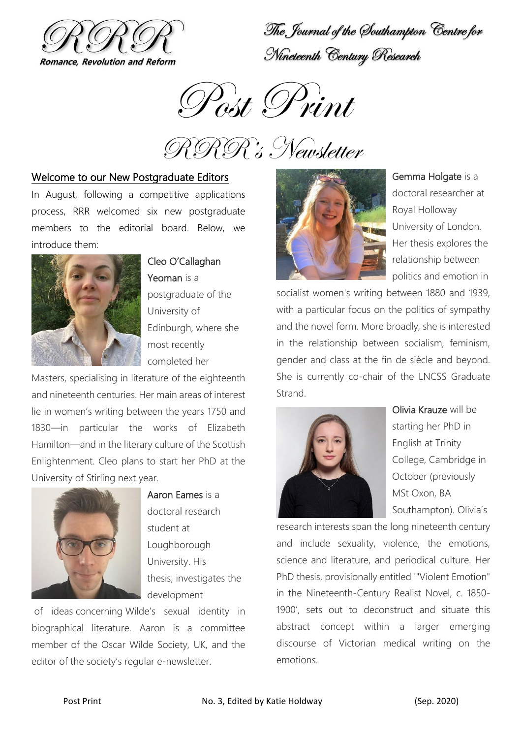RRR
Romance, Revolution and Reform

The Journal of the Southampton Centre for Nineteenth Century Research

# Post Print

## RRR's Newsletter

### Welcome to our New Postgraduate Editors

In August, following a competitive applications process, RRR welcomed six new postgraduate members to the editorial board. Below, we introduce them:

Cleo O'Callaghan Yeoman is a postgraduate of the University of Edinburgh, where she most recently completed her Masters, specialising in literature of the eighteenth and nineteenth centuries. Her main areas of interest lie in women's writing between the years 1750 and 1830—in particular the works of Elizabeth Hamilton—and in the literary culture of the Scottish Enlightenment. Cleo plans to start her PhD at the University of Stirling next year.

Aaron Eames is a doctoral research student at Loughborough University. His thesis, investigates the development of ideas concerning Wilde's sexual identity in biographical literature. Aaron is a committee member of the Oscar Wilde Society, UK, and the editor of the society's regular e-newsletter.

Gemma Holgate is a doctoral researcher at Royal Holloway University of London. Her thesis explores the relationship between politics and emotion in socialist women's writing between 1880 and 1939, with a particular focus on the politics of sympathy and the novel form. More broadly, she is interested in the relationship between socialism, feminism, gender and class at the fin de siècle and beyond. She is currently co-chair of the LNCSS Graduate Strand.

Olivia Krauze will be starting her PhD in English at Trinity College, Cambridge in October (previously MSt Oxon, BA Southampton). Olivia's research interests span the long nineteenth century and include sexuality, violence, the emotions, science and literature, and periodical culture. Her PhD thesis, provisionally entitled '"Violent Emotion" in the Nineteenth-Century Realist Novel, c. 1850-1900', sets out to deconstruct and situate this abstract concept within a larger emerging discourse of Victorian medical writing on the emotions.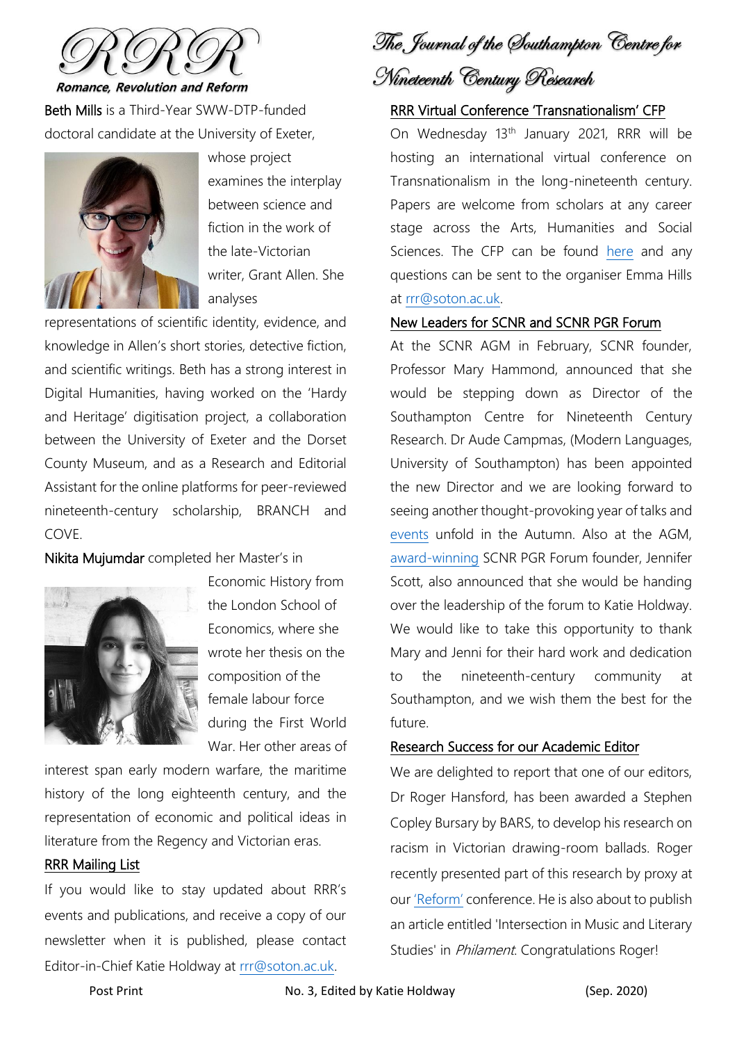Beth Mills is a Third-Year SWW-DTP-funded doctoral candidate at the University of Exeter, whose project examines the interplay between science and fiction in the work of the late-Victorian writer, Grant Allen. She analyses representations of scientific identity, evidence, and knowledge in Allen's short stories, detective fiction, and scientific writings. Beth has a strong interest in Digital Humanities, having worked on the 'Hardy and Heritage' digitisation project, a collaboration between the University of Exeter and the Dorset County Museum, and as a Research and Editorial Assistant for the online platforms for peer-reviewed nineteenth-century scholarship, BRANCH and COVE.

Nikita Mujumdar completed her Master's in Economic History from the London School of Economics, where she wrote her thesis on the composition of the female labour force during the First World War. Her other areas of interest span early modern warfare, the maritime history of the long eighteenth century, and the representation of economic and political ideas in literature from the Regency and Victorian eras.

## RRR Mailing List

If you would like to stay updated about RRR's events and publications, and receive a copy of our newsletter when it is published, please contact Editor-in-Chief Katie Holdway at rrr@soton.ac.uk.

## RRR Virtual Conference 'Transnationalism' CFP

On Wednesday 13th January 2021, RRR will be hosting an international virtual conference on Transnationalism in the long-nineteenth century. Papers are welcome from scholars at any career stage across the Arts, Humanities and Social Sciences. The CFP can be found here and any questions can be sent to the organiser Emma Hills at rrr@soton.ac.uk.

## New Leaders for SCNR and SCNR PGR Forum

At the SCNR AGM in February, SCNR founder, Professor Mary Hammond, announced that she would be stepping down as Director of the Southampton Centre for Nineteenth Century Research. Dr Aude Campmas, (Modern Languages, University of Southampton) has been appointed the new Director and we are looking forward to seeing another thought-provoking year of talks and events unfold in the Autumn. Also at the AGM, award-winning SCNR PGR Forum founder, Jennifer Scott, also announced that she would be handing over the leadership of the forum to Katie Holdway. We would like to take this opportunity to thank Mary and Jenni for their hard work and dedication to the nineteenth-century community at Southampton, and we wish them the best for the future.

## Research Success for our Academic Editor

We are delighted to report that one of our editors, Dr Roger Hansford, has been awarded a Stephen Copley Bursary by BARS, to develop his research on racism in Victorian drawing-room ballads. Roger recently presented part of this research by proxy at our 'Reform' conference. He is also about to publish an article entitled 'Intersection in Music and Literary Studies' in *Philament*. Congratulations Roger!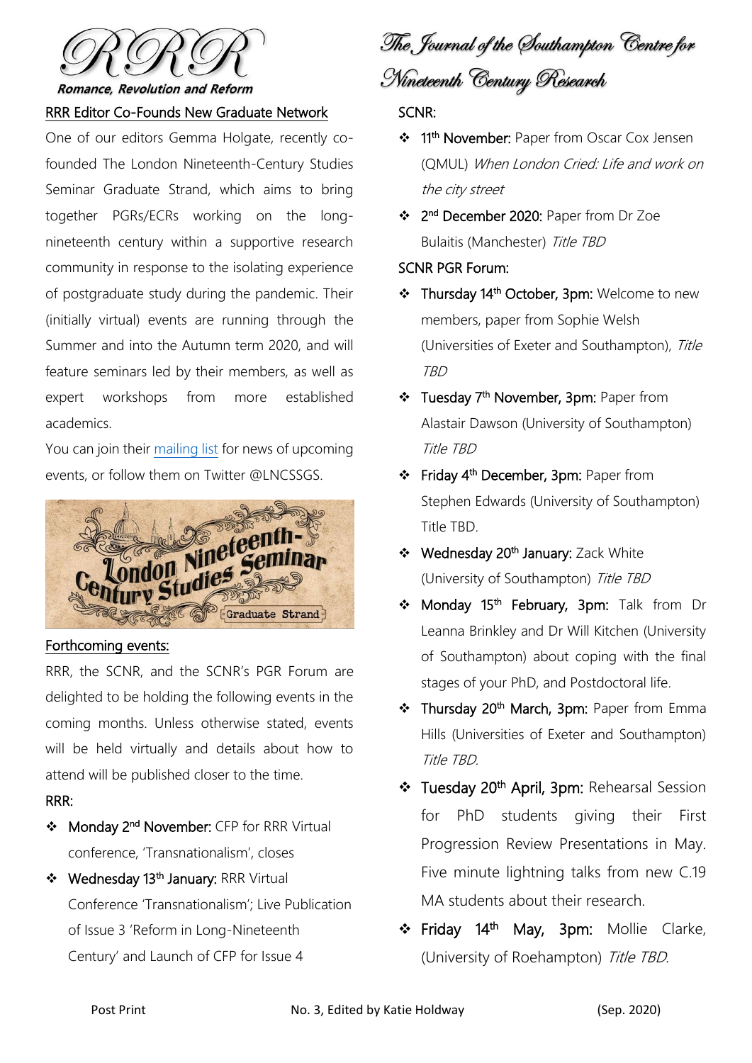## RRR Editor Co-Founds New Graduate Network

One of our editors Gemma Holgate, recently co-founded The London Nineteenth-Century Studies Seminar Graduate Strand, which aims to bring together PGRs/ECRs working on the long-nineteenth century within a supportive research community in response to the isolating experience of postgraduate study during the pandemic. Their (initially virtual) events are running through the Summer and into the Autumn term 2020, and will feature seminars led by their members, as well as expert workshops from more established academics.

You can join their [mailing list]() for news of upcoming events, or follow them on Twitter @LNCSSGS.

## Forthcoming events:

RRR, the SCNR, and the SCNR's PGR Forum are delighted to be holding the following events in the coming months. Unless otherwise stated, events will be held virtually and details about how to attend will be published closer to the time.

**RRR:**

- Monday 2nd November: CFP for RRR Virtual conference, 'Transnationalism', closes
- Wednesday 13th January: RRR Virtual Conference 'Transnationalism'; Live Publication of Issue 3 'Reform in Long-Nineteenth Century' and Launch of CFP for Issue 4

**SCNR:**

- 11th November: Paper from Oscar Cox Jensen (QMUL) *When London Cried: Life and work on the city street*
- 2nd December 2020: Paper from Dr Zoe Bulaitis (Manchester) *Title TBD*

**SCNR PGR Forum:**

- Thursday 14th October, 3pm: Welcome to new members, paper from Sophie Welsh (Universities of Exeter and Southampton), *Title TBD*
- Tuesday 7th November, 3pm: Paper from Alastair Dawson (University of Southampton) *Title TBD*
- Friday 4th December, 3pm: Paper from Stephen Edwards (University of Southampton) Title TBD.
- Wednesday 20th January: Zack White (University of Southampton) *Title TBD*
- Monday 15th February, 3pm: Talk from Dr Leanna Brinkley and Dr Will Kitchen (University of Southampton) about coping with the final stages of your PhD, and Postdoctoral life.
- Thursday 20th March, 3pm: Paper from Emma Hills (Universities of Exeter and Southampton) *Title TBD.*
- Tuesday 20th April, 3pm: Rehearsal Session for PhD students giving their First Progression Review Presentations in May. Five minute lightning talks from new C.19 MA students about their research.
- Friday 14th May, 3pm: Mollie Clarke, (University of Roehampton) *Title TBD.*